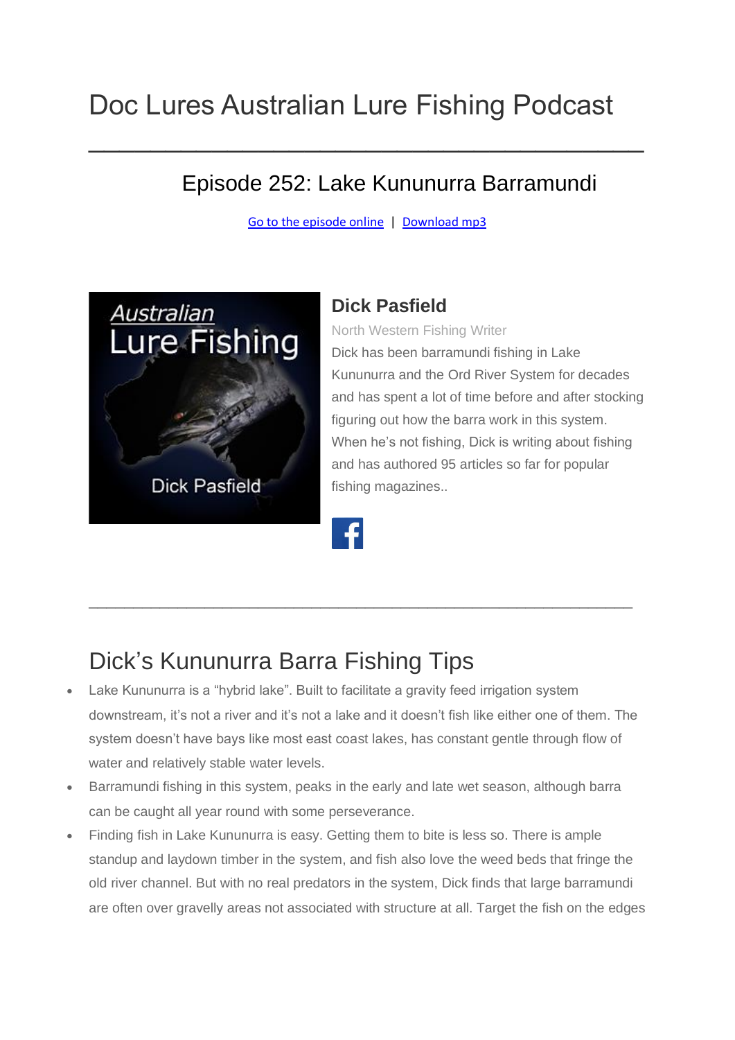# Doc Lures Australian Lure Fishing Podcast

---

## Episode 252: Lake Kununurra Barramundi

Go to the episode online | Download mp3

### Dick Pasfield

North Western Fishing Writer

Dick has been barramundi fishing in Lake Kununurra and the Ord River System for decades and has spent a lot of time before and after stocking figuring out how the barra work in this system. When he's not fishing, Dick is writing about fishing and has authored 95 articles so far for popular fishing magazines..

---

## Dick's Kununurra Barra Fishing Tips

- Lake Kununurra is a "hybrid lake". Built to facilitate a gravity feed irrigation system downstream, it's not a river and it's not a lake and it doesn't fish like either one of them. The system doesn't have bays like most east coast lakes, has constant gentle through flow of water and relatively stable water levels.
- Barramundi fishing in this system, peaks in the early and late wet season, although barra can be caught all year round with some perseverance.
- Finding fish in Lake Kununurra is easy. Getting them to bite is less so. There is ample standup and laydown timber in the system, and fish also love the weed beds that fringe the old river channel. But with no real predators in the system, Dick finds that large barramundi are often over gravelly areas not associated with structure at all. Target the fish on the edges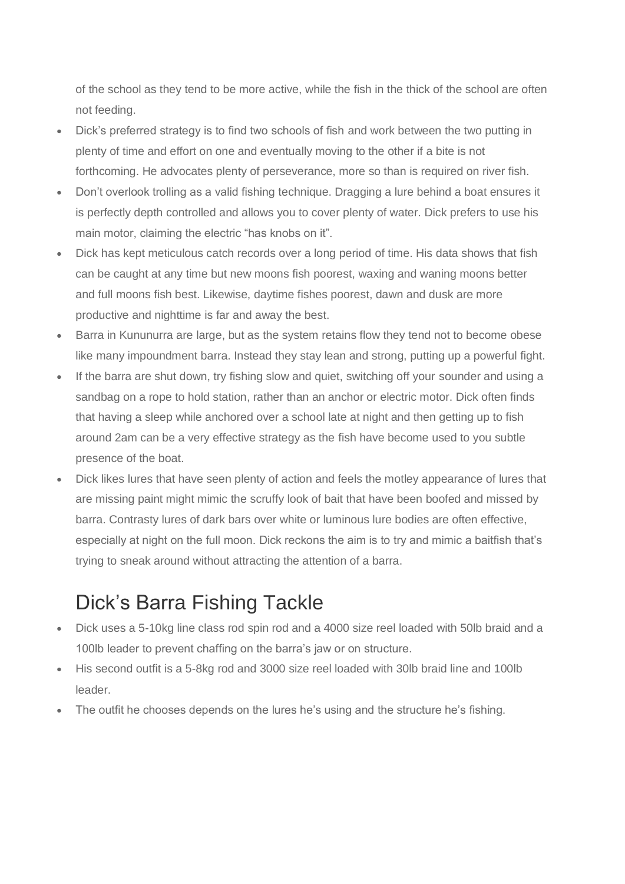of the school as they tend to be more active, while the fish in the thick of the school are often not feeding.

- Dick's preferred strategy is to find two schools of fish and work between the two putting in plenty of time and effort on one and eventually moving to the other if a bite is not forthcoming. He advocates plenty of perseverance, more so than is required on river fish.
- Don't overlook trolling as a valid fishing technique. Dragging a lure behind a boat ensures it is perfectly depth controlled and allows you to cover plenty of water. Dick prefers to use his main motor, claiming the electric "has knobs on it".
- Dick has kept meticulous catch records over a long period of time. His data shows that fish can be caught at any time but new moons fish poorest, waxing and waning moons better and full moons fish best. Likewise, daytime fishes poorest, dawn and dusk are more productive and nighttime is far and away the best.
- Barra in Kununurra are large, but as the system retains flow they tend not to become obese like many impoundment barra. Instead they stay lean and strong, putting up a powerful fight.
- If the barra are shut down, try fishing slow and quiet, switching off your sounder and using a sandbag on a rope to hold station, rather than an anchor or electric motor. Dick often finds that having a sleep while anchored over a school late at night and then getting up to fish around 2am can be a very effective strategy as the fish have become used to you subtle presence of the boat.
- Dick likes lures that have seen plenty of action and feels the motley appearance of lures that are missing paint might mimic the scruffy look of bait that have been boofed and missed by barra. Contrasty lures of dark bars over white or luminous lure bodies are often effective, especially at night on the full moon. Dick reckons the aim is to try and mimic a baitfish that's trying to sneak around without attracting the attention of a barra.

## Dick's Barra Fishing Tackle

- Dick uses a 5-10kg line class rod spin rod and a 4000 size reel loaded with 50lb braid and a 100lb leader to prevent chaffing on the barra's jaw or on structure.
- His second outfit is a 5-8kg rod and 3000 size reel loaded with 30lb braid line and 100lb leader.
- The outfit he chooses depends on the lures he's using and the structure he's fishing.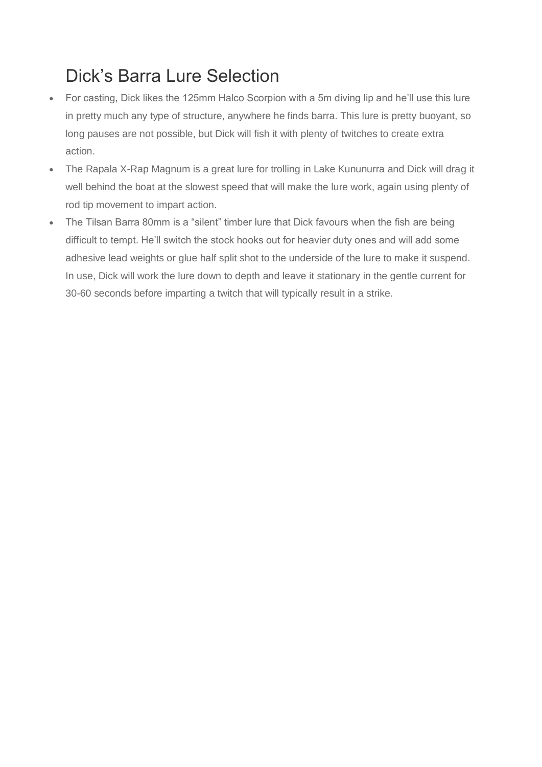# Dick’s Barra Lure Selection

- For casting, Dick likes the 125mm Halco Scorpion with a 5m diving lip and he’ll use this lure in pretty much any type of structure, anywhere he finds barra. This lure is pretty buoyant, so long pauses are not possible, but Dick will fish it with plenty of twitches to create extra action.
- The Rapala X-Rap Magnum is a great lure for trolling in Lake Kununurra and Dick will drag it well behind the boat at the slowest speed that will make the lure work, again using plenty of rod tip movement to impart action.
- The Tilsan Barra 80mm is a “silent” timber lure that Dick favours when the fish are being difficult to tempt. He’ll switch the stock hooks out for heavier duty ones and will add some adhesive lead weights or glue half split shot to the underside of the lure to make it suspend. In use, Dick will work the lure down to depth and leave it stationary in the gentle current for 30-60 seconds before imparting a twitch that will typically result in a strike.